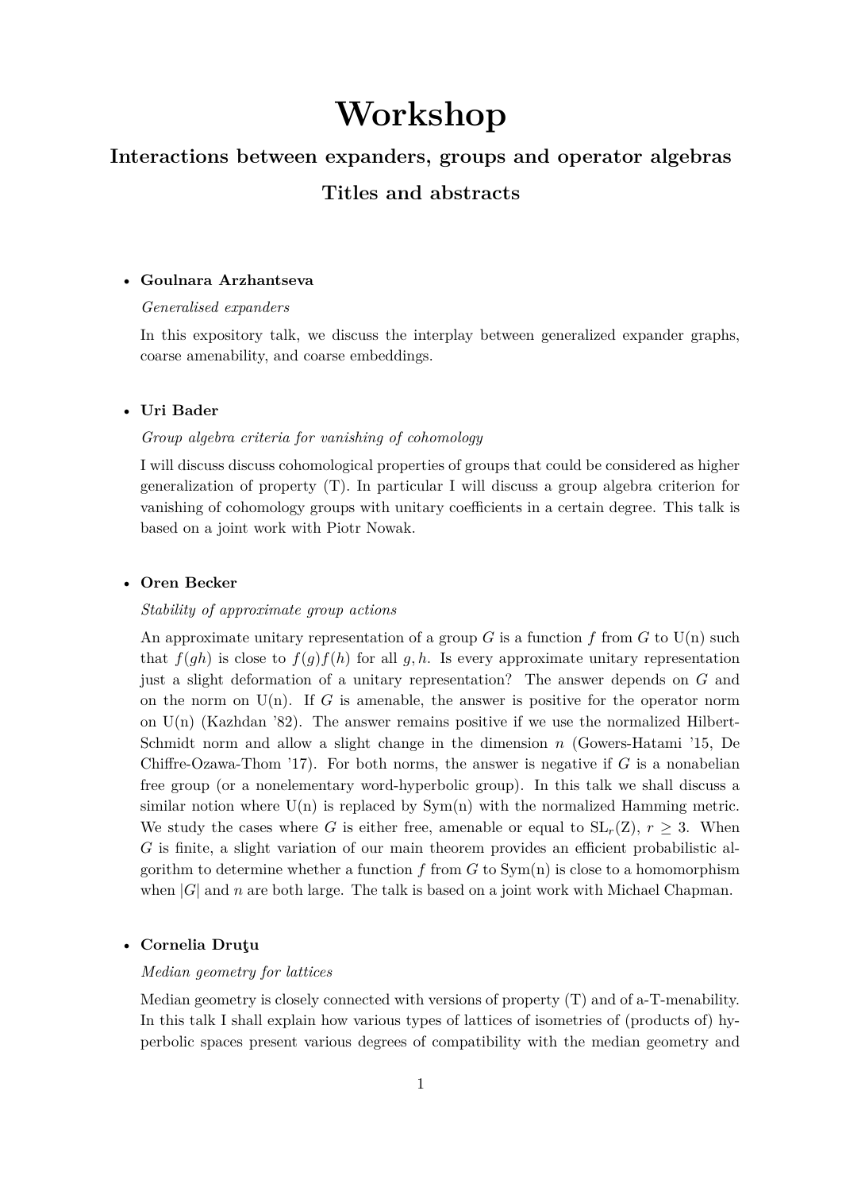# Workshop

## Interactions between expanders, groups and operator algebras

## Titles and abstracts

- **Goulnara Arzhantseva**

  *Generalised expanders*

  In this expository talk, we discuss the interplay between generalized expander graphs, coarse amenability, and coarse embeddings.

- **Uri Bader**

  *Group algebra criteria for vanishing of cohomology*

  I will discuss discuss cohomological properties of groups that could be considered as higher generalization of property (T). In particular I will discuss a group algebra criterion for vanishing of cohomology groups with unitary coefficients in a certain degree. This talk is based on a joint work with Piotr Nowak.

- **Oren Becker**

  *Stability of approximate group actions*

  An approximate unitary representation of a group $G$ is a function $f$ from $G$ to U(n) such that $f(gh)$ is close to $f(g)f(h)$ for all $g, h$. Is every approximate unitary representation just a slight deformation of a unitary representation? The answer depends on $G$ and on the norm on U(n). If $G$ is amenable, the answer is positive for the operator norm on U(n) (Kazhdan '82). The answer remains positive if we use the normalized Hilbert-Schmidt norm and allow a slight change in the dimension $n$ (Gowers-Hatami '15, De Chiffre-Ozawa-Thom '17). For both norms, the answer is negative if $G$ is a nonabelian free group (or a nonelementary word-hyperbolic group). In this talk we shall discuss a similar notion where U(n) is replaced by Sym(n) with the normalized Hamming metric. We study the cases where $G$ is either free, amenable or equal to $\mathrm{SL}_r(\mathrm{Z})$, $r \geq 3$. When $G$ is finite, a slight variation of our main theorem provides an efficient probabilistic algorithm to determine whether a function $f$ from $G$ to Sym(n) is close to a homomorphism when $|G|$ and $n$ are both large. The talk is based on a joint work with Michael Chapman.

- **Cornelia Druţu**

  *Median geometry for lattices*

  Median geometry is closely connected with versions of property (T) and of a-T-menability. In this talk I shall explain how various types of lattices of isometries of (products of) hyperbolic spaces present various degrees of compatibility with the median geometry and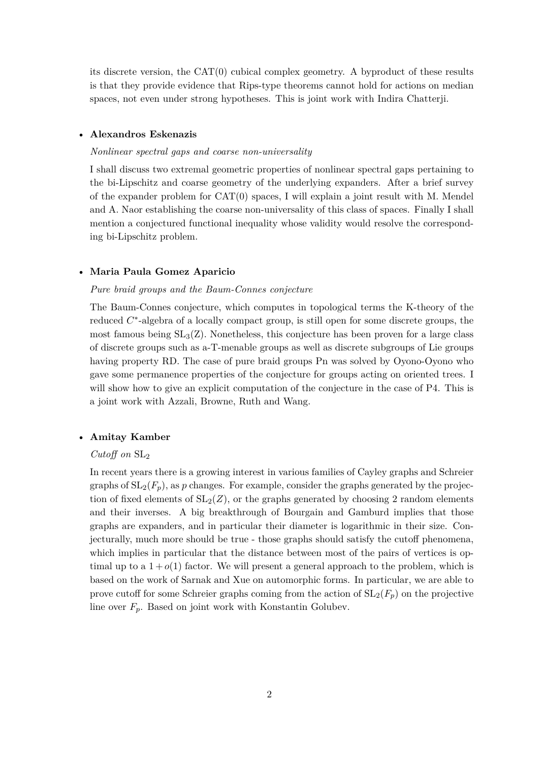its discrete version, the CAT(0) cubical complex geometry. A byproduct of these results is that they provide evidence that Rips-type theorems cannot hold for actions on median spaces, not even under strong hypotheses. This is joint work with Indira Chatterji.

- **Alexandros Eskenazis**

  *Nonlinear spectral gaps and coarse non-universality*

  I shall discuss two extremal geometric properties of nonlinear spectral gaps pertaining to the bi-Lipschitz and coarse geometry of the underlying expanders. After a brief survey of the expander problem for CAT(0) spaces, I will explain a joint result with M. Mendel and A. Naor establishing the coarse non-universality of this class of spaces. Finally I shall mention a conjectured functional inequality whose validity would resolve the corresponding bi-Lipschitz problem.

- **Maria Paula Gomez Aparicio**

  *Pure braid groups and the Baum-Connes conjecture*

  The Baum-Connes conjecture, which computes in topological terms the K-theory of the reduced $C^*$-algebra of a locally compact group, is still open for some discrete groups, the most famous being $\mathrm{SL}_3(\mathrm{Z})$. Nonetheless, this conjecture has been proven for a large class of discrete groups such as a-T-menable groups as well as discrete subgroups of Lie groups having property RD. The case of pure braid groups Pn was solved by Oyono-Oyono who gave some permanence properties of the conjecture for groups acting on oriented trees. I will show how to give an explicit computation of the conjecture in the case of P4. This is a joint work with Azzali, Browne, Ruth and Wang.

- **Amitay Kamber**

  *Cutoff on* $\mathrm{SL}_2$

  In recent years there is a growing interest in various families of Cayley graphs and Schreier graphs of $\mathrm{SL}_2(F_p)$, as $p$ changes. For example, consider the graphs generated by the projection of fixed elements of $\mathrm{SL}_2(Z)$, or the graphs generated by choosing 2 random elements and their inverses. A big breakthrough of Bourgain and Gamburd implies that those graphs are expanders, and in particular their diameter is logarithmic in their size. Conjecturally, much more should be true - those graphs should satisfy the cutoff phenomena, which implies in particular that the distance between most of the pairs of vertices is optimal up to a $1 + o(1)$ factor. We will present a general approach to the problem, which is based on the work of Sarnak and Xue on automorphic forms. In particular, we are able to prove cutoff for some Schreier graphs coming from the action of $\mathrm{SL}_2(F_p)$ on the projective line over $F_p$. Based on joint work with Konstantin Golubev.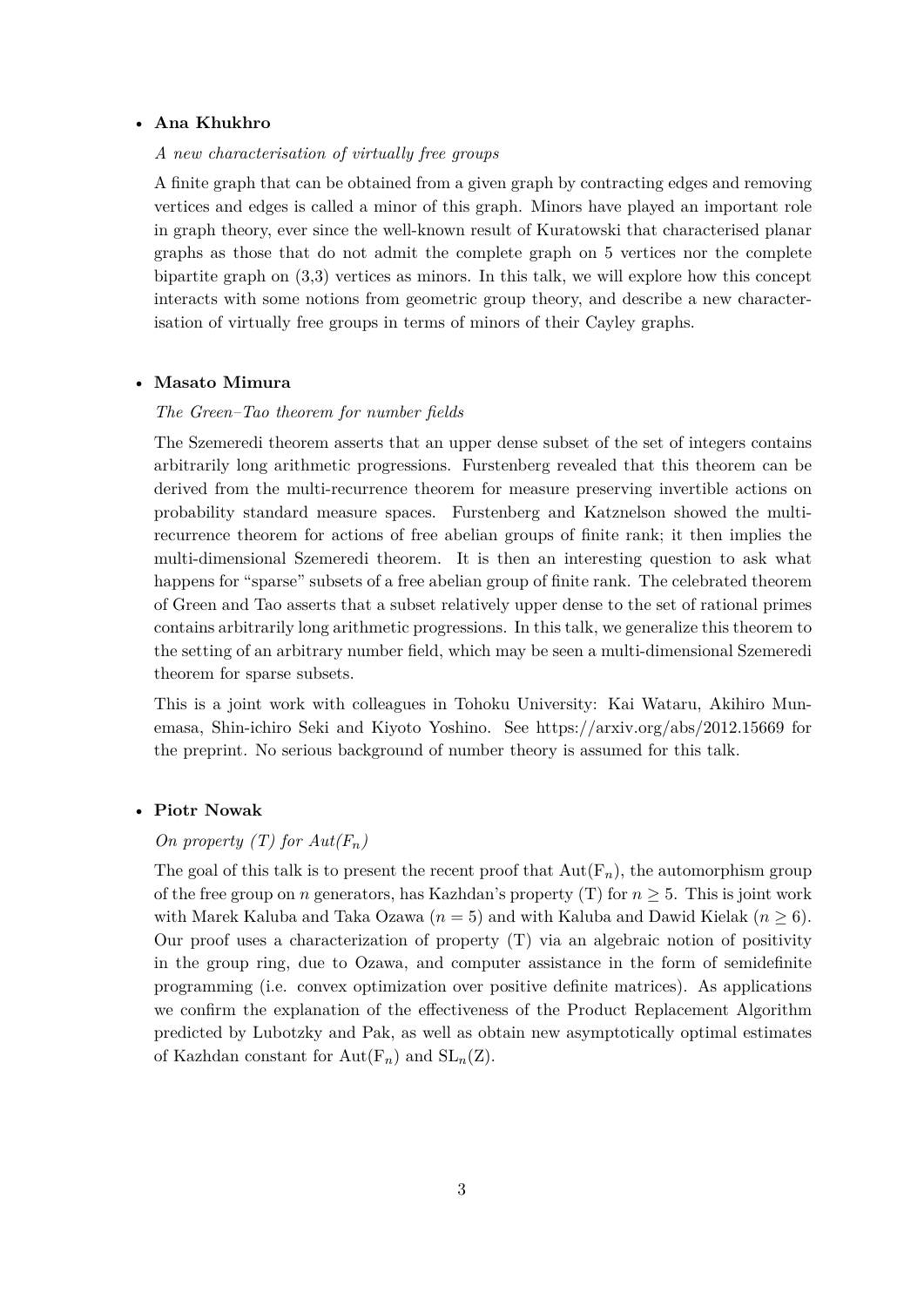- **Ana Khukhro**

  *A new characterisation of virtually free groups*

  A finite graph that can be obtained from a given graph by contracting edges and removing vertices and edges is called a minor of this graph. Minors have played an important role in graph theory, ever since the well-known result of Kuratowski that characterised planar graphs as those that do not admit the complete graph on 5 vertices nor the complete bipartite graph on (3,3) vertices as minors. In this talk, we will explore how this concept interacts with some notions from geometric group theory, and describe a new characterisation of virtually free groups in terms of minors of their Cayley graphs.

- **Masato Mimura**

  *The Green–Tao theorem for number fields*

  The Szemeredi theorem asserts that an upper dense subset of the set of integers contains arbitrarily long arithmetic progressions. Furstenberg revealed that this theorem can be derived from the multi-recurrence theorem for measure preserving invertible actions on probability standard measure spaces. Furstenberg and Katznelson showed the multi-recurrence theorem for actions of free abelian groups of finite rank; it then implies the multi-dimensional Szemeredi theorem. It is then an interesting question to ask what happens for "sparse" subsets of a free abelian group of finite rank. The celebrated theorem of Green and Tao asserts that a subset relatively upper dense to the set of rational primes contains arbitrarily long arithmetic progressions. In this talk, we generalize this theorem to the setting of an arbitrary number field, which may be seen a multi-dimensional Szemeredi theorem for sparse subsets.

  This is a joint work with colleagues in Tohoku University: Kai Wataru, Akihiro Munemasa, Shin-ichiro Seki and Kiyoto Yoshino. See https://arxiv.org/abs/2012.15669 for the preprint. No serious background of number theory is assumed for this talk.

- **Piotr Nowak**

  *On property (T) for Aut($F_n$)*

  The goal of this talk is to present the recent proof that $\mathrm{Aut}(\mathrm{F}_n)$, the automorphism group of the free group on $n$ generators, has Kazhdan's property (T) for $n \geq 5$. This is joint work with Marek Kaluba and Taka Ozawa ($n = 5$) and with Kaluba and Dawid Kielak ($n \geq 6$). Our proof uses a characterization of property (T) via an algebraic notion of positivity in the group ring, due to Ozawa, and computer assistance in the form of semidefinite programming (i.e. convex optimization over positive definite matrices). As applications we confirm the explanation of the effectiveness of the Product Replacement Algorithm predicted by Lubotzky and Pak, as well as obtain new asymptotically optimal estimates of Kazhdan constant for $\mathrm{Aut}(\mathrm{F}_n)$ and $\mathrm{SL}_n(\mathrm{Z})$.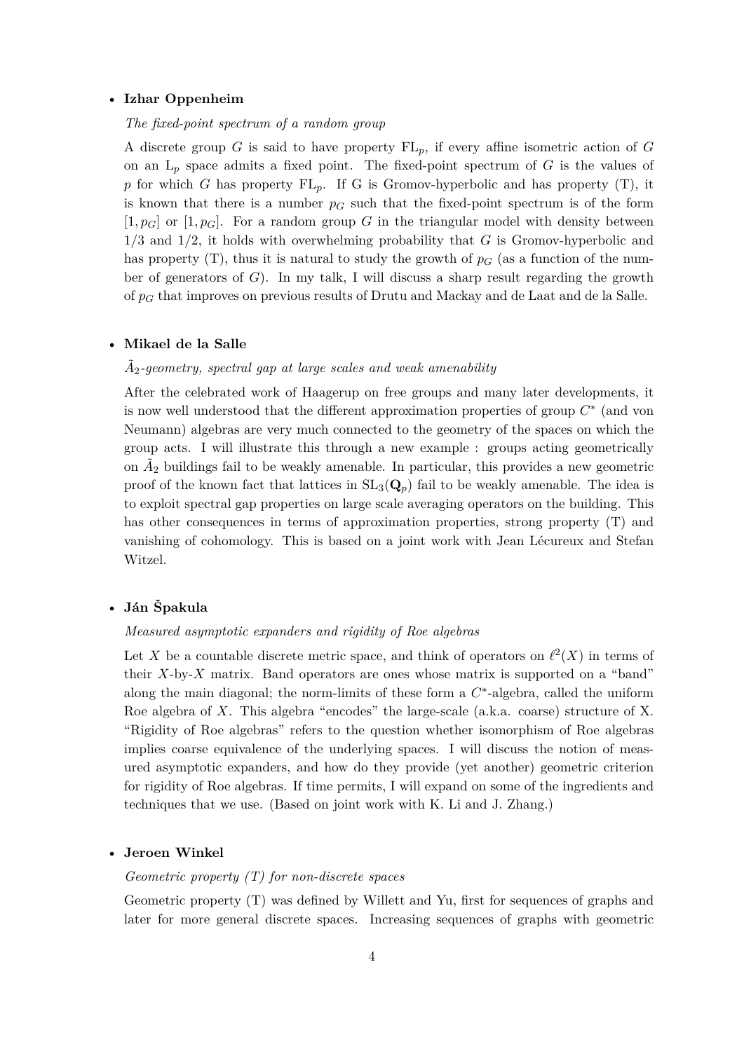- **Izhar Oppenheim**

  *The fixed-point spectrum of a random group*

  A discrete group $G$ is said to have property $\mathrm{FL}_p$, if every affine isometric action of $G$ on an $\mathrm{L}_p$ space admits a fixed point. The fixed-point spectrum of $G$ is the values of $p$ for which $G$ has property $\mathrm{FL}_p$. If G is Gromov-hyperbolic and has property (T), it is known that there is a number $p_G$ such that the fixed-point spectrum is of the form $[1, p_G]$ or $[1, p_G]$. For a random group $G$ in the triangular model with density between $1/3$ and $1/2$, it holds with overwhelming probability that $G$ is Gromov-hyperbolic and has property (T), thus it is natural to study the growth of $p_G$ (as a function of the number of generators of $G$). In my talk, I will discuss a sharp result regarding the growth of $p_G$ that improves on previous results of Drutu and Mackay and de Laat and de la Salle.

- **Mikael de la Salle**

  *$\tilde{A}_2$-geometry, spectral gap at large scales and weak amenability*

  After the celebrated work of Haagerup on free groups and many later developments, it is now well understood that the different approximation properties of group $C^*$ (and von Neumann) algebras are very much connected to the geometry of the spaces on which the group acts. I will illustrate this through a new example : groups acting geometrically on $\tilde{A}_2$ buildings fail to be weakly amenable. In particular, this provides a new geometric proof of the known fact that lattices in $\mathrm{SL}_3(\mathbf{Q}_p)$ fail to be weakly amenable. The idea is to exploit spectral gap properties on large scale averaging operators on the building. This has other consequences in terms of approximation properties, strong property (T) and vanishing of cohomology. This is based on a joint work with Jean Lécureux and Stefan Witzel.

- **Ján Špakula**

  *Measured asymptotic expanders and rigidity of Roe algebras*

  Let $X$ be a countable discrete metric space, and think of operators on $\ell^2(X)$ in terms of their $X$-by-$X$ matrix. Band operators are ones whose matrix is supported on a "band" along the main diagonal; the norm-limits of these form a $C^*$-algebra, called the uniform Roe algebra of $X$. This algebra "encodes" the large-scale (a.k.a. coarse) structure of X. "Rigidity of Roe algebras" refers to the question whether isomorphism of Roe algebras implies coarse equivalence of the underlying spaces. I will discuss the notion of measured asymptotic expanders, and how do they provide (yet another) geometric criterion for rigidity of Roe algebras. If time permits, I will expand on some of the ingredients and techniques that we use. (Based on joint work with K. Li and J. Zhang.)

- **Jeroen Winkel**

  *Geometric property (T) for non-discrete spaces*

  Geometric property (T) was defined by Willett and Yu, first for sequences of graphs and later for more general discrete spaces. Increasing sequences of graphs with geometric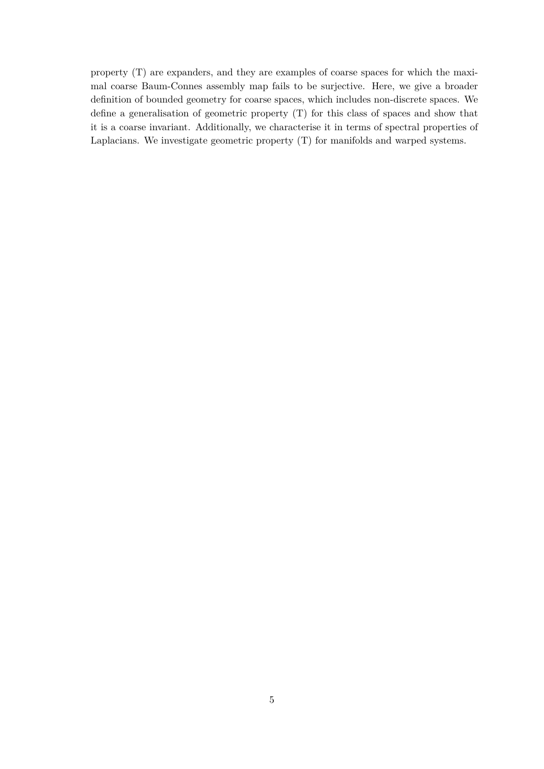property (T) are expanders, and they are examples of coarse spaces for which the maximal coarse Baum-Connes assembly map fails to be surjective. Here, we give a broader definition of bounded geometry for coarse spaces, which includes non-discrete spaces. We define a generalisation of geometric property (T) for this class of spaces and show that it is a coarse invariant. Additionally, we characterise it in terms of spectral properties of Laplacians. We investigate geometric property (T) for manifolds and warped systems.